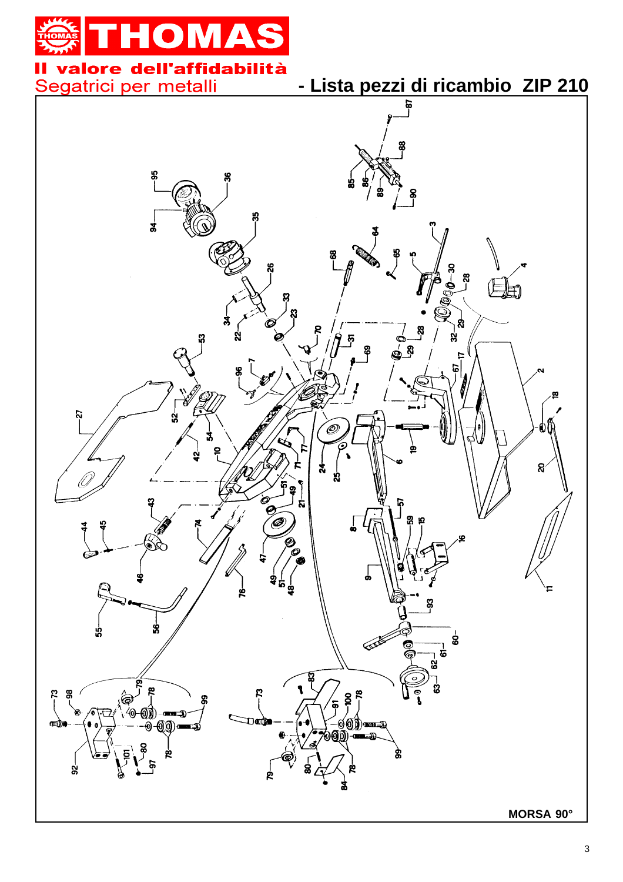# THOMAS

**Il valore dell'affidabilità**

Segatrici per metalli

## - Lista pezzi di ricambio ZIP 210

**MORSA 90°**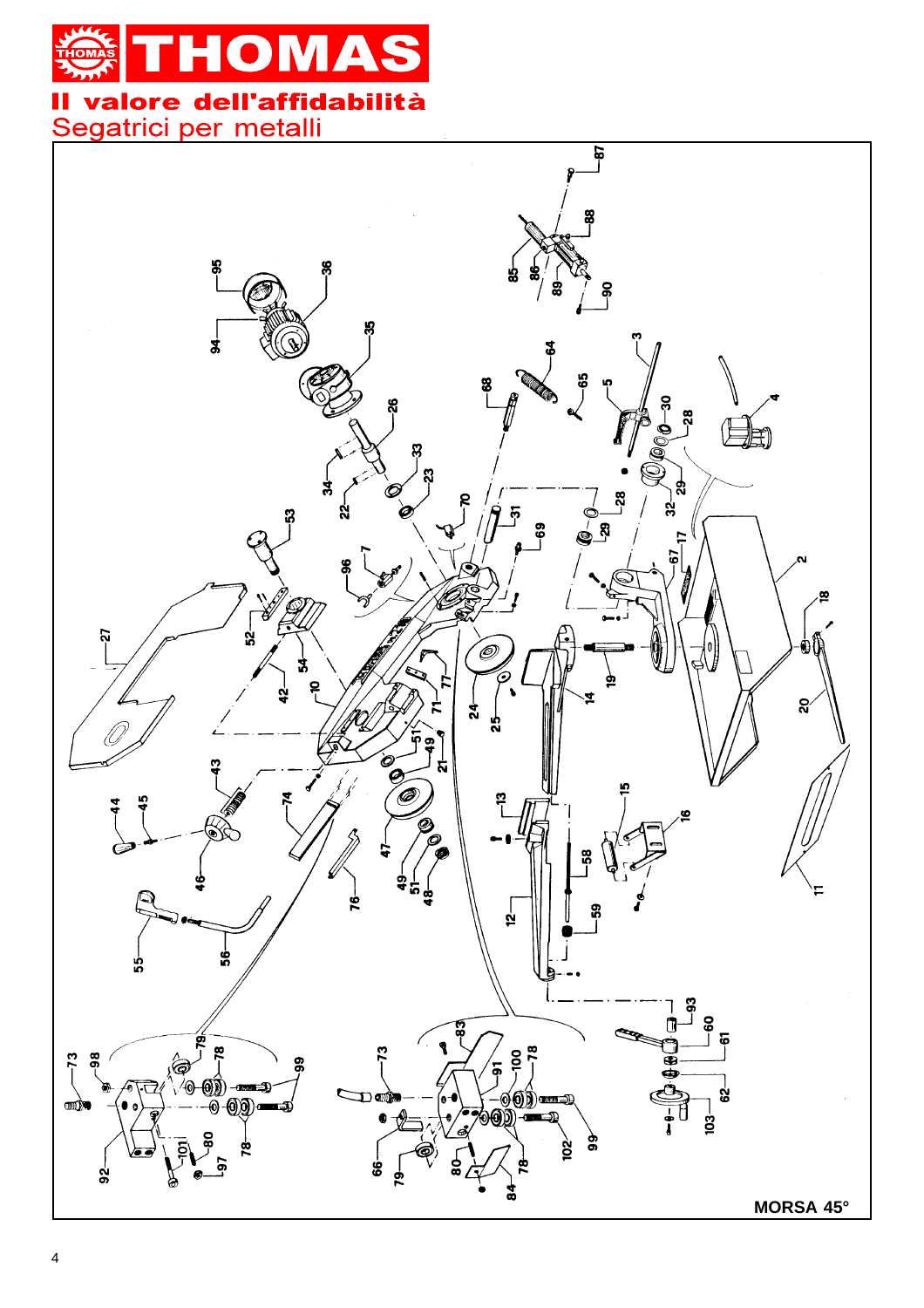# THOMAS

**Il valore dell'affidabilità**

Segatrici per metalli

**MORSA 45°**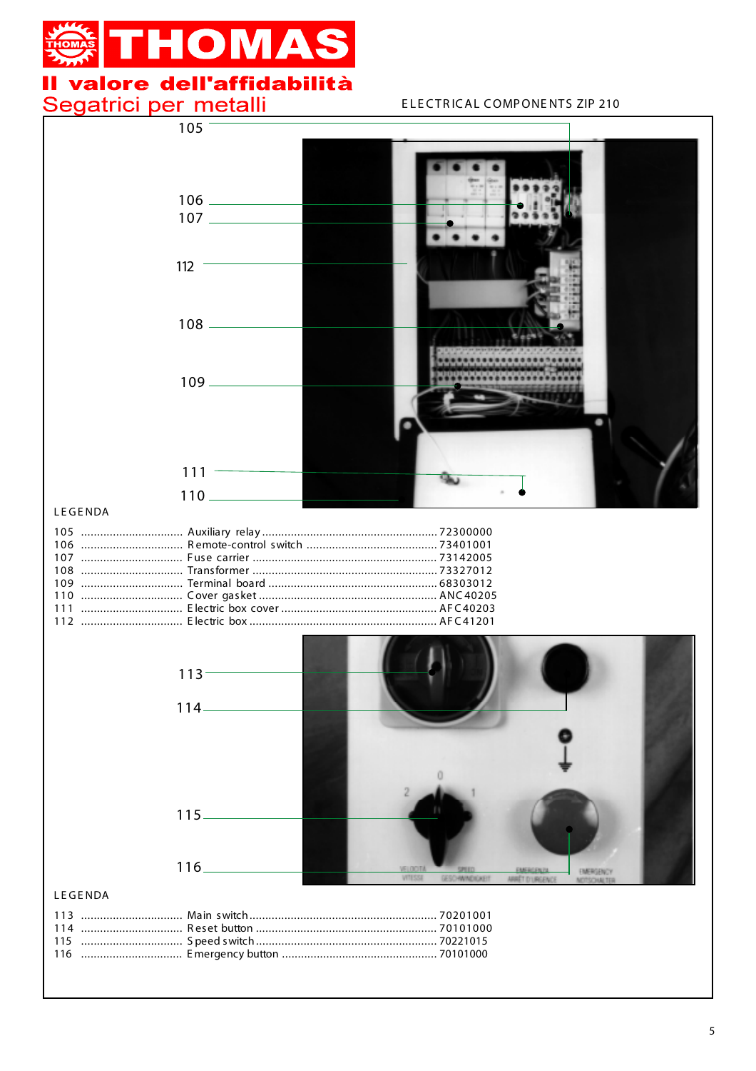# THOMAS

**Il valore dell'affidabilità**

Segatrici per metalli

ELECTRICAL COMPONENTS ZIP 210

105

106

107

112

108

109

111

110

LEGENDA

| | | |
|---|---|---|
| 105 | Auxiliary relay | 72300000 |
| 106 | Remote-control switch | 73401001 |
| 107 | Fuse carrier | 73142005 |
| 108 | Transformer | 73327012 |
| 109 | Terminal board | 68303012 |
| 110 | Cover gasket | ANC40205 |
| 111 | Electric box cover | AFC40203 |
| 112 | Electric box | AFC41201 |

113

114

115

116

LEGENDA

| | | |
|---|---|---|
| 113 | Main switch | 70201001 |
| 114 | Reset button | 70101000 |
| 115 | Speed switch | 70221015 |
| 116 | Emergency button | 70101000 |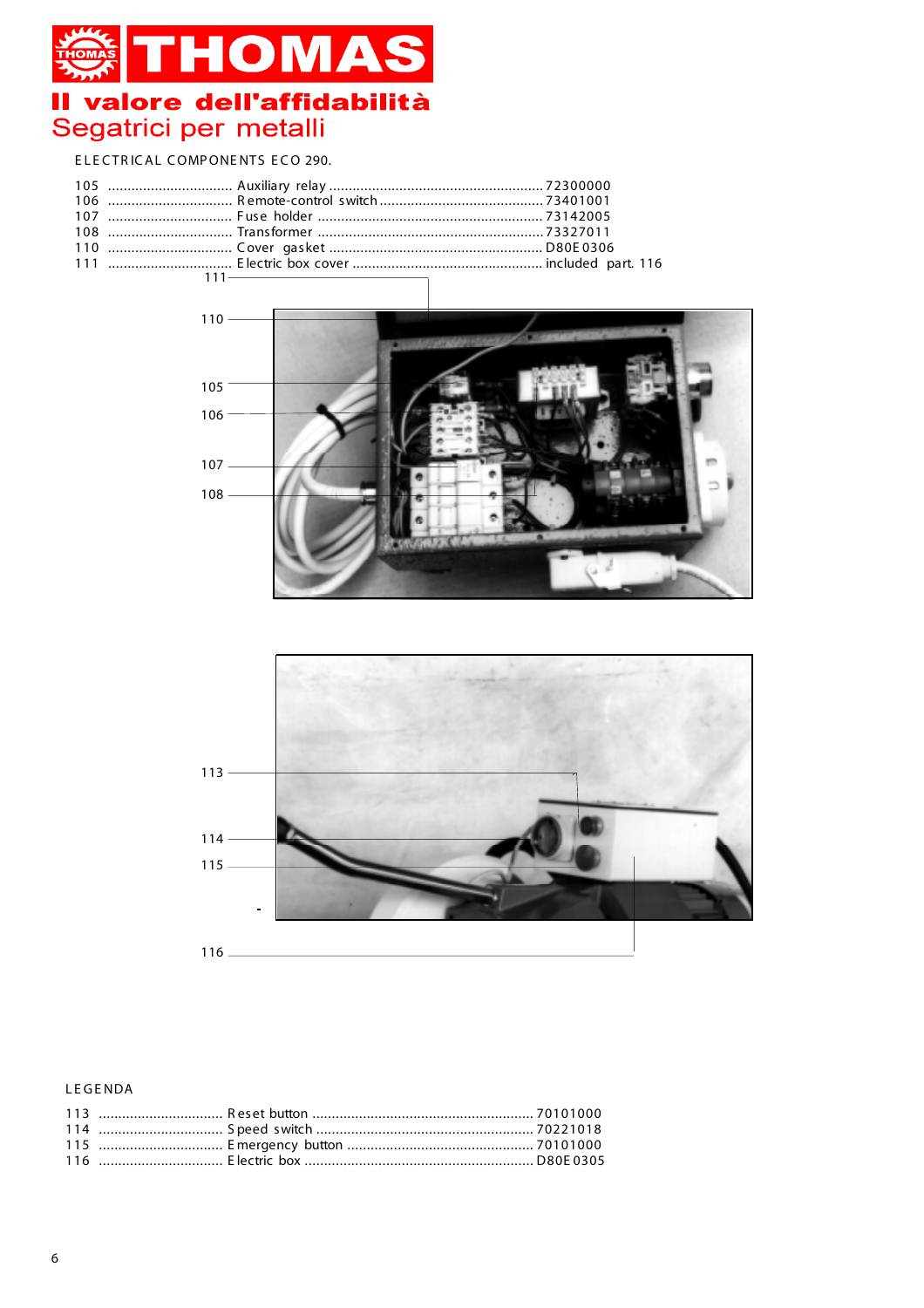# THOMAS

## Il valore dell'affidabilità

## Segatrici per metalli

ELECTRICAL COMPONENTS ECO 290.

105 ................................ Auxiliary relay ....................................................... 72300000
106 ................................ Remote-control switch ........................................... 73401001
107 ................................ Fuse holder .......................................................... 73142005
108 ................................ Transformer .......................................................... 73327011
110 ................................ Cover gasket ......................................................... D80E0306
111 ................................ Electric box cover ................................................. included part. 116

111

110

105

106

107

108

113

114

115

116

LEGENDA

113 ................................ Reset button ......................................................... 70101000
114 ................................ Speed switch ......................................................... 70221018
115 ................................ Emergency button ................................................. 70101000
116 ................................ Electric box ........................................................... D80E0305